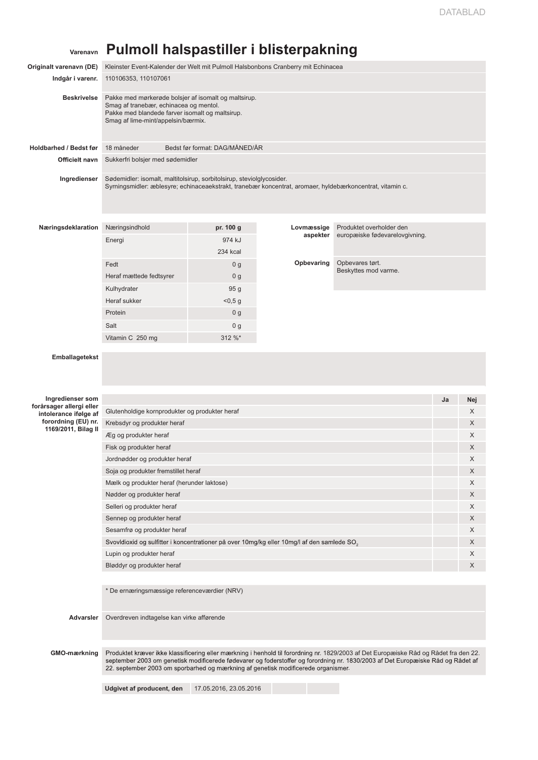# Pulmoll halspastiller i blisterpakning

**Varenavn:** Pulmoll halspastiller i blisterpakning

**Originalt varenavn (DE):** Kleinster Event-Kalender der Welt mit Pulmoll Halsbonbons Cranberry mit Echinacea

**Indgår i varenr.:** 110106353, 110107061

**Beskrivelse:**
Pakke med mørkerøde bolsjer af isomalt og maltsirup.
Smag af tranebær, echinacea og mentol.
Pakke med blandede farver isomalt og maltsirup.
Smag af lime-mint/appelsin/bærmix.

**Holdbarhed / Bedst før:** 18 måneder — Bedst før format: DAG/MÅNED/ÅR

**Officielt navn:** Sukkerfri bolsjer med sødemidler

**Ingredienser:**
Sødemidler: isomalt, maltitolsirup, sorbitolsirup, steviolglycosider.
Syrningsmidler: æblesyre; echinaceaekstrakt, tranebær koncentrat, aromaer, hyldebærkoncentrat, vitamin c.

**Næringsdeklaration**

| Næringsindhold | pr. 100 g |
|---|---|
| Energi | 974 kJ |
| | 234 kcal |
| Fedt | 0 g |
| Heraf mættede fedtsyrer | 0 g |
| Kulhydrater | 95 g |
| Heraf sukker | <0,5 g |
| Protein | 0 g |
| Salt | 0 g |
| Vitamin C 250 mg | 312 %* |

**Lovmæssige aspekter:** Produktet overholder den europæiske fødevarelovgivning.

**Opbevaring:**
Opbevares tørt.
Beskyttes mod varme.

**Emballagetekst:**

**Ingredienser som forårsager allergi eller intolerance ifølge af forordning (EU) nr. 1169/2011, Bilag II**

| | Ja | Nej |
|---|---|---|
| Glutenholdige kornprodukter og produkter heraf | | X |
| Krebsdyr og produkter heraf | | X |
| Æg og produkter heraf | | X |
| Fisk og produkter heraf | | X |
| Jordnødder og produkter heraf | | X |
| Soja og produkter fremstillet heraf | | X |
| Mælk og produkter heraf (herunder laktose) | | X |
| Nødder og produkter heraf | | X |
| Selleri og produkter heraf | | X |
| Sennep og produkter heraf | | X |
| Sesamfrø og produkter heraf | | X |
| Svovldioxid og sulfitter i koncentrationer på over 10mg/kg eller 10mg/l af den samlede $SO_2$ | | X |
| Lupin og produkter heraf | | X |
| Bløddyr og produkter heraf | | X |

\* De ernæringsmæssige referenceværdier (NRV)

**Advarsler:** Overdreven indtagelse kan virke afførende

**GMO-mærkning:** Produktet kræver ikke klassificering eller mærkning i henhold til forordning nr. 1829/2003 af Det Europæiske Råd og Rådet fra den 22. september 2003 om genetisk modificerede fødevarer og foderstoffer og forordning nr. 1830/2003 af Det Europæiske Råd og Rådet af 22. september 2003 om sporbarhed og mærkning af genetisk modificerede organismer.

**Udgivet af producent, den:** 17.05.2016, 23.05.2016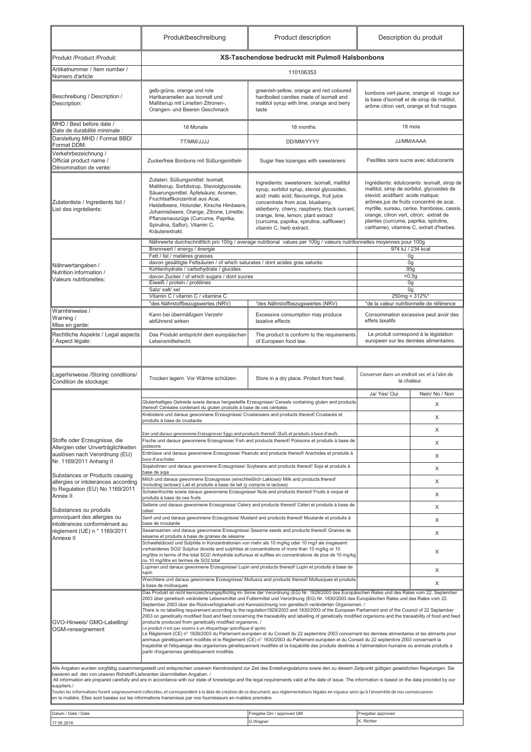| | Produktbeschreibung | Product description | Description du produit |
|---|---|---|---|
| Produkt /Product /Produit: | **XS-Taschendose bedruckt mit Pulmoll Halsbonbons** | | |
| Artikelnummer / Item number / Numero d'article | 110106353 | | |
| Beschreibung / Description / Description: | gelb-grüne, orange und rote Hartkaramellen aus Isomalt und Maltitsirup mit Limetten Zitronen-, Orangen- und Beeren Geschmack | greenish-yellow, orange and red coloured hardboiled candies made of isomalt and maltitol syrup with lime, orange and berry taste | bonbons vert-jaune, orange et rouge sur la base d'isomalt et de sirop de maltitol, arôme citron vert, orange et fruit rouges |
| MHD / Best before date / Date de durabilité minimale : | 18 Monate | 18 months | 18 mois |
| Darstellung MHD / Format BBD/ Format DDM: | TT/MM/JJJJ | DD/MM/YYYY | JJ/MM/AAAA |
| Verkehrbezeichnung / Official product name / Dénomination de vente: | Zuckerfreie Bonbons mit Süßungsmitteln | Sugar free lozenges with sweeteners | Pastilles sans sucre avec édulcorants |
| Zutatenliste / Ingredients list / List des ingrédients: | Zutaten: Süßungsmittel: Isomalt, Maltitsirup, Sorbitsirup, Steviolglycoside; Säuerungsmittel: Äpfelsäure; Aromen, Fruchtsaftkonzentrat aus Acai, Heidelbeere, Holunder, Kirsche Himbeere, Johannisbeere, Orange, Zitrone, Limette; Pflanzenauszüge (Curcuma, Paprika, Spirulina, Saflor), Vitamin C, Kräuterextrakt. | Ingredients: sweeteners: isomalt, maltitol syrup, sorbitol syrup, steviol glycosides; acid: malic acid; flavourings, fruit juice concentrate from acai, blueberry, elderberry, cherry, raspberry, black currant, orange, lime, lemon; plant extract (curcuma, paprika, spirulina, safflower) vitamin C, herb extract. | Ingrédients: édulcorants: isomalt, sirop de maltitol, sirop de sorbitol, glycosides de steviol; acidifiant: acide malique; arômes,jus de fruits concentré de acai, myrtille, sureau, cerise, framboise, cassis, orange, citron vert, citron; extrait de plantes (curcuma, paprika, spiruline, carthame), vitamine C, extrait d'herbes. |

**Nährwertangaben / Nutrition information / Valeurs nutritionelles:**

| Nährwerte durchschnittlich pro 100g / average nutritional values per 100g / valeurs nutritionnelles moyennes pour 100g | |
|---|---|
| Brennwert / energy / énergie | 974 kJ / 234 kcal |
| Fett / fat / matières grasses | 0g |
| davon gesättigte Fettsäuren / of which saturates / dont acides gras saturés | 0g |
| Kohlenhydrate / carbohydrate / glucides | 95g |
| davon Zucker / of which sugars / dont sucres | <0,5g |
| Eiweiß / protein / protéines | 0g |
| Salz/ salt/ sel | 0g |
| Vitamin C / vitamin C / vitamine C | 250mg = 312%* |
| *des Nährstoffbezugswertes (NRV) / *des Nährstoffbezugswertes (NRV) | *de la valeur nutritionnelle de référence |

| | Produktbeschreibung | Product description | Description du produit |
|---|---|---|---|
| Warnhinweise / Warning / Mise en garde: | Kann bei übermäßigem Verzehr abführend wirken | Excessive consumption may produce laxative effects | Consommation excessive peut avoir des effets laxatifs |
| Rechtliche Aspekte / Legal aspects / Aspect légale: | Das Produkt entspricht dem europäischen Lebensmittelrecht. | The product is conform to the requirements of Europeen food law. | Le produit correspond à la législation europeen sur les denrées alimentaires. |
| | | | |
| Lagerhinweise /Storing conditions/ Condition de stockage: | Trocken lagern. Vor Wärme schützen. | Store in a dry place. Protect from heat. | Conserver dans un endroit sec et à l'abri de la chaleur. |

**Stoffe oder Erzeugnisse, die Allergien oder Unverträglichkeiten auslösen nach Verordnung (EU) Nr. 1169/2011 Anhang II / Substances or Products causing allergies or intolerances according to Regulation (EU) No 1169/2011 Annex II / Substances ou produits provoquant des allergies ou intolérances conformément au règlement (UE) n ° 1169/2011 Annexe II**

| | Ja/ Yes/ Oui | Nein/ No / Non |
|---|---|---|
| Glutenhaltiges Getreide sowie daraus hergestellte Erzeugnisse/ Cereals containing gluten and products thereof/ Céréales contenant du gluten produits à base de ces céréales | | X |
| Krebstiere und daraus gewonnene Erzeugnisse/ Crustaceans and products thereof/ Crustacés et produits à base de crustacés | | X |
| Eier und daraus gewonnene Erzeugnisse/ Eggs and products thereof/ Œufs et produits à base d'œufs | | X |
| Fische und daraus gewonnene Erzeugnisse/ Fish and products thereof/ Poissons et produits à base de poissons | | X |
| Erdnüsse und daraus gewonnene Erzeugnisse/ Peanuts and products thereof/ Arachides et produits à base d'arachides | | X |
| Sojabohnen und daraus gewonnene Erzeugnisse/ Soybeans and products thereof/ Soja et produits à base de soja | | X |
| Milch und daraus gewonnene Erzeugnisse (einschließlich Laktose)/ Milk and products thereof (including lactose)/ Lait et produits à base de lait (y compris le lactose) | | X |
| Schalenfrüchte sowie daraus gewonnene Erzeugnisse/ Nuts and products thereof/ Fruits à coque et produits à base de ces fruits | | X |
| Sellerie und daraus gewonnene Erzeugnisse/ Celery and products thereof/ Céleri et produits à base de céleri | | X |
| Senf und daraus gewonnene Erzeugnisse/ Mustard and products thereof/ Moutarde et produits à base de moutarde | | X |
| Sesamsamen und daraus gewonnene Erzeugnisse/ Sesame seeds and products thereof/ Graines de sésame et produits à base de graines de sésame | | X |
| Schwefeldioxid und Sulphite in Konzentrationen von mehr als 10 mg/kg oder 10 mg/l als insgesamt vorhandenes SO2/ Sulphur dioxide and sulphites at concentrations of more than 10 mg/kg or 10 mg/litre in terms of the total SO2/ Anhydride sulfureux et sulfites en concentrations de plus de 10 mg/kg ou 10 mg/litre en termes de SO2 total | | X |
| Lupinen und daraus gewonnene Erzeugnisse/ Lupin and products thereof/ Lupin et produits à base de lupin | | X |
| Weichtiere und daraus gewonnene Erzeugnisse/ Molluscs and products thereof/ Mollusques et produits à base de mollusques | | X |

**GVO-Hinweis/ GMO-Labelling/ OGM-renseignement:**

Das Produkt ist nicht kennzeichnungspflichtig im Sinne der Verordnung (EG) Nr. 1829/2003 des Europäischen Rates und des Rates vom 22. September 2003 über genetisch veränderte Lebensmittel und Futtermittel und Verordnung (EG) Nr. 1830/2003 des Europäischen Rates und des Rates vom 22. September 2003 über die Rückverfolgbarkeit und Kennzeichnung von genetisch veränderten Organismen. /
There is no labelling requirement according to the regulation1829/2003 and 1830/2003 of the European Parliament and of the Council of 22 September 2003 on genetically modified food and feed concerning the traceability and labelling of genetically modified organisms and the traceability of food and feed products produced from genetically modified organisms. /
Le produit n'est pas soumis à un étiquettage spécifique d´après:
Le Règlement (CE) n° 1829/2003 du Parlement européen et du Conseil du 22 septembre 2003 concernant les denrées alimentaires et les aliments pour animaux génétiquement modifiés et le Règlement (CE) n° 1830/2003 du Parlement européen et du Conseil du 22 septembre 2003 concernant la traçabilité et l'étiquetage des organismes génétiquement modifiés et la traçabilité des produits destinés à l'alimentation humaine ou animale produits à partir d'organismes génétiquement modifiés.

Alle Angaben wurden sorgfältig zusammengestellt und entsprechen unserem Kenntnisstand zur Zeit des Erstellungsdatums sowie den zu diesem Zeitpunkt gültigen gesetzlichen Regelungen. Sie basieren auf den von unseren Rohstoff-Lieferanten übermittelten Angaben. /
All information are prepared carefully and are in accordance with our state of knowledge and the legal requirements valid at the date of issue. The information is based on the data provided by our suppliers./
Toutes les informations furent soigneusement collectées, et correspondent à la date de création de ce document, aux réglementations légales en vigueur ainsi qu'à l'ensemble de nos connaissances en la matière. Elles sont basées sur les informations transmises par nos fournisseurs en matière première.

| Datum / Date / Date | Freigabe Qm / approved QM | Freigabe/ approved |
|---|---|---|
| 17.05.2016 | G.Wagner | K. Richter |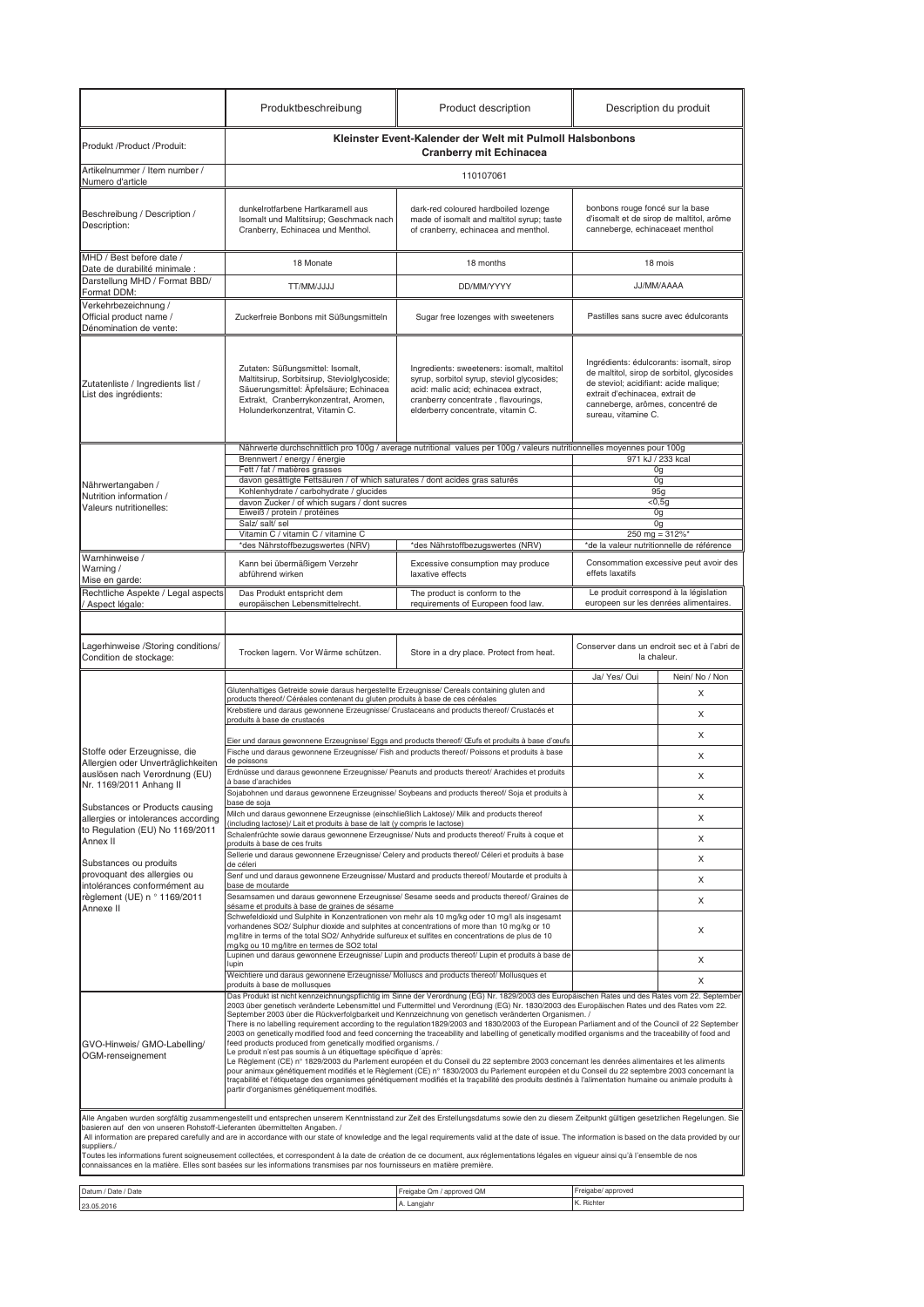| | Produktbeschreibung | Product description | Description du produit | |
|---|---|---|---|---|
| Produkt /Product /Produit: | **Kleinster Event-Kalender der Welt mit Pulmoll Halsbonbons Cranberry mit Echinacea** | | | |
| Artikelnummer / Item number / Numero d'article | 110107061 | | | |
| Beschreibung / Description / Description: | dunkelrotfarbene Hartkaramell aus Isomalt und Maltitsirup; Geschmack nach Cranberry, Echinacea und Menthol. | dark-red coloured hardboiled lozenge made of isomalt and maltitol syrup; taste of cranberry, echinacea and menthol. | bonbons rouge foncé sur la base d'isomalt et de sirop de maltitol, arôme canneberge, echinaceaet menthol | |
| MHD / Best before date / Date de durabilité minimale : | 18 Monate | 18 months | 18 mois | |
| Darstellung MHD / Format BBD/ Format DDM: | TT/MM/JJJJ | DD/MM/YYYY | JJ/MM/AAAA | |
| Verkehrbezeichnung / Official product name / Dénomination de vente: | Zuckerfreie Bonbons mit Süßungsmitteln | Sugar free lozenges with sweeteners | Pastilles sans sucre avec édulcorants | |
| Zutatenliste / Ingredients list / List des ingrédients: | Zutaten: Süßungsmittel: Isomalt, Maltitsirup, Sorbitsirup, Steviolglycoside; Säuerungsmittel: Äpfelsäure; Echinacea Extrakt, Cranberrykonzentrat, Aromen, Holunderkonzentrat, Vitamin C. | Ingredients: sweeteners: isomalt, maltitol syrup, sorbitol syrup, steviol glycosides; acid: malic acid; echinacea extract, cranberry concentrate , flavourings, elderberry concentrate, vitamin C. | Ingrédients: édulcorants: isomalt, sirop de maltitol, sirop de sorbitol, glycosides de steviol; acidifiant: acide malique; extrait d'echinacea, extrait de canneberge, arômes, concentré de sureau, vitamine C. | |
| Nährwertangaben / Nutrition information / Valeurs nutritionelles: | Nährwerte durchschnittlich pro 100g / average nutritional values per 100g / valeurs nutritionnelles moyennes pour 100g | | | |
| | Brennwert / energy / énergie | | 971 kJ / 233 kcal | |
| | Fett / fat / matières grasses | | 0g | |
| | davon gesättigte Fettsäuren / of which saturates / dont acides gras saturés | | 0g | |
| | Kohlenhydrate / carbohydrate / glucides | | 95g | |
| | davon Zucker / of which sugars / dont sucres | | <0,5g | |
| | Eiweiß / protein / protéines | | 0g | |
| | Salz/ salt/ sel | | 0g | |
| | Vitamin C / vitamin C / vitamine C | | 250 mg = 312%* | |
| | *des Nährstoffbezugswertes (NRV) | *des Nährstoffbezugswertes (NRV) | *de la valeur nutritionnelle de référence | |
| Warnhinweise / Warning / Mise en garde: | Kann bei übermäßigem Verzehr abführend wirken | Excessive consumption may produce laxative effects | Consommation excessive peut avoir des effets laxatifs | |
| Rechtliche Aspekte / Legal aspects / Aspect légale: | Das Produkt entspricht dem europäischen Lebensmittelrecht. | The product is conform to the requirements of Europeen food law. | Le produit correspond à la législation europeen sur les denrées alimentaires. | |
| | | | | |
| Lagerhinweise /Storing conditions/ Condition de stockage: | Trocken lagern. Vor Wärme schützen. | Store in a dry place. Protect from heat. | Conserver dans un endroit sec et à l'abri de la chaleur. | |
| Stoffe oder Erzeugnisse, die Allergien oder Unverträglichkeiten auslösen nach Verordnung (EU) Nr. 1169/2011 Anhang II<br><br>Substances or Products causing allergies or intolerances according to Regulation (EU) No 1169/2011 Annex II<br><br>Substances ou produits provoquant des allergies ou intolérances conformément au règlement (UE) n ° 1169/2011 Annexe II | | | Ja/ Yes/ Oui | Nein/ No / Non |
| | Glutenhaltiges Getreide sowie daraus hergestellte Erzeugnisse/ Cereals containing gluten and products thereof/ Céréales contenant du gluten produits à base de ces céréales | | | X |
| | Krebstiere und daraus gewonnene Erzeugnisse/ Crustaceans and products thereof/ Crustacés et produits à base de crustacés | | | X |
| | Eier und daraus gewonnene Erzeugnisse/ Eggs and products thereof/ Œufs et produits à base d'œufs | | | X |
| | Fische und daraus gewonnene Erzeugnisse/ Fish and products thereof/ Poissons et produits à base de poissons | | | X |
| | Erdnüsse und daraus gewonnene Erzeugnisse/ Peanuts and products thereof/ Arachides et produits à base d'arachides | | | X |
| | Sojabohnen und daraus gewonnene Erzeugnisse/ Soybeans and products thereof/ Soja et produits à base de soja | | | X |
| | Milch und daraus gewonnene Erzeugnisse (einschließlich Laktose)/ Milk and products thereof (including lactose)/ Lait et produits à base de lait (y compris le lactose) | | | X |
| | Schalenfrüchte sowie daraus gewonnene Erzeugnisse/ Nuts and products thereof/ Fruits à coque et produits à base de ces fruits | | | X |
| | Sellerie und daraus gewonnene Erzeugnisse/ Celery and products thereof/ Céleri et produits à base de céleri | | | X |
| | Senf und daraus gewonnene Erzeugnisse/ Mustard and products thereof/ Moutarde et produits à base de moutarde | | | X |
| | Sesamsamen und daraus gewonnene Erzeugnisse/ Sesame seeds and products thereof/ Graines de sésame et produits à base de graines de sésame | | | X |
| | Schwefeldioxid und Sulphite in Konzentrationen von mehr als 10 mg/kg oder 10 mg/l als insgesamt vorhandenes SO2/ Sulphur dioxide and sulphites at concentrations of more than 10 mg/kg or 10 mg/litre in terms of the total SO2/ Anhydride sulfureux et sulfites en concentrations de plus de 10 mg/kg ou 10 mg/litre en termes de SO2 total | | | X |
| | Lupinen und daraus gewonnene Erzeugnisse/ Lupin and products thereof/ Lupin et produits à base de lupin | | | X |
| | Weichtiere und daraus gewonnene Erzeugnisse/ Molluscs and products thereof/ Mollusques et produits à base de mollusques | | | X |
| GVO-Hinweis/ GMO-Labelling/ OGM-renseignement | Das Produkt ist nicht kennzeichnungspflichtig im Sinne der Verordnung (EG) Nr. 1829/2003 des Europäischen Rates und des Rates vom 22. September 2003 über genetisch veränderte Lebensmittel und Futtermittel und Verordnung (EG) Nr. 1830/2003 des Europäischen Rates und des Rates vom 22. September 2003 über die Rückverfolgbarkeit und Kennzeichnung von genetisch veränderten Organismen. / There is no labelling requirement according to the regulation1829/2003 and 1830/2003 of the European Parliament and of the Council of 22 September 2003 on genetically modified food and feed concerning the traceability and labelling of genetically modified organisms and the traceability of food and feed products produced from genetically modified organisms. / Le produit n'est pas soumis à un étiquettage spécifique d'après: Le Règlement (CE) n° 1829/2003 du Parlement européen et du Conseil du 22 septembre 2003 concernant les denrées alimentaires et les aliments pour animaux génétiquement modifiés et le Règlement (CE) n° 1830/2003 du Parlement européen et du Conseil du 22 septembre 2003 concernant la traçabilité et l'étiquetage des organismes génétiquement modifiés et la traçabilité des produits destinés à l'alimentation humaine ou animale produits à partir d'organismes génétiquement modifiés. | | | |

Alle Angaben wurden sorgfältig zusammengestellt und entsprechen unserem Kenntnisstand zur Zeit des Erstellungsdatums sowie den zu diesem Zeitpunkt gültigen gesetzlichen Regelungen. Sie basieren auf den von unseren Rohstoff-Lieferanten übermittelten Angaben. /
All information are prepared carefully and are in accordance with our state of knowledge and the legal requirements valid at the date of issue. The information is based on the data provided by our suppliers./
Toutes les informations furent soigneusement collectées, et correspondent à la date de création de ce document, aux réglementations légales en vigueur ainsi qu'à l'ensemble de nos connaissances en la matière. Elles sont basées sur les informations transmises par nos fournisseurs en matière première.

| Datum / Date / Date | Freigabe Qm / approved QM | Freigabe/ approved |
|---|---|---|
| 23.05.2016 | A. Langjahr | K. Richter |